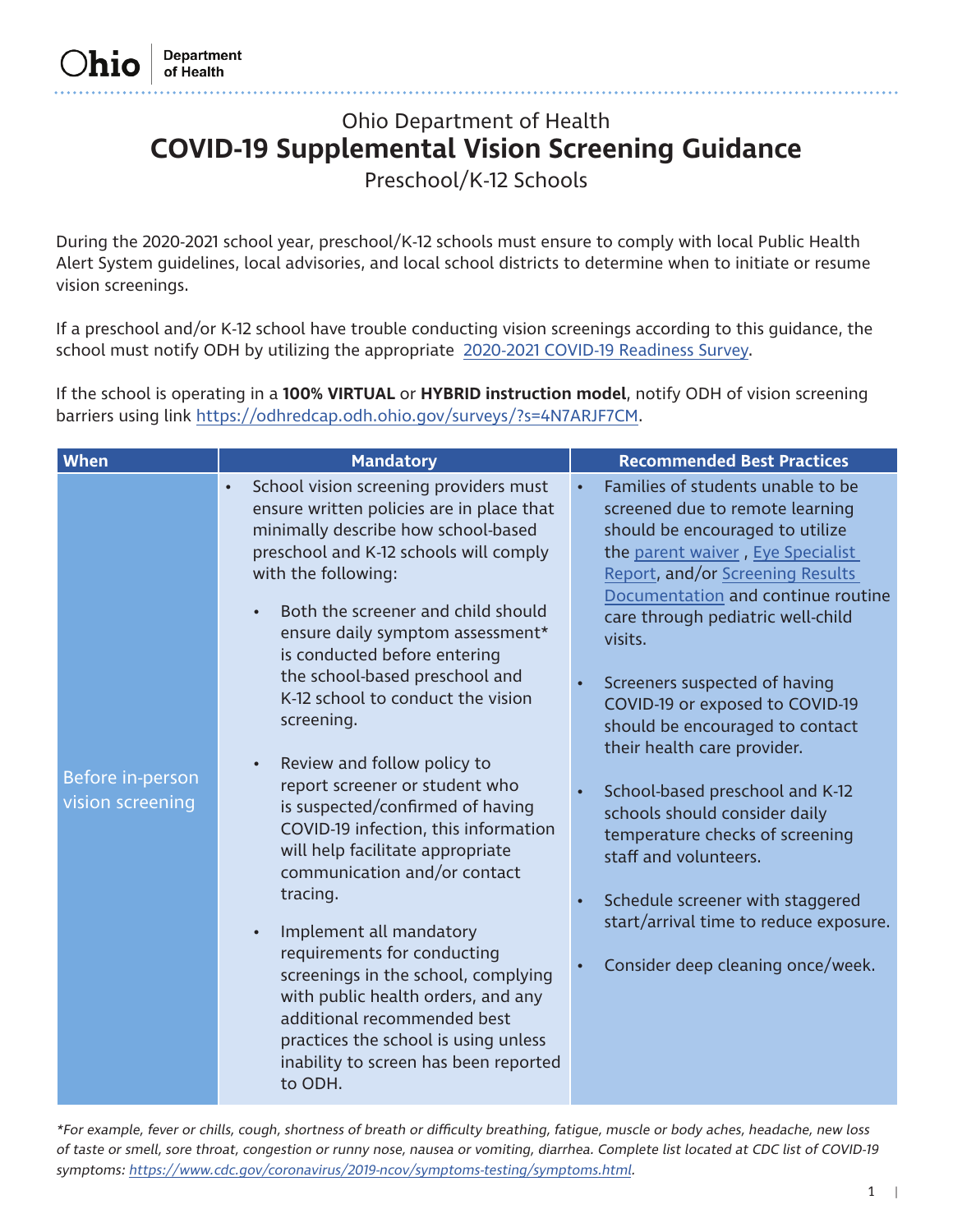Ohio Department of Health

# Ohio Department of Health
# COVID-19 Supplemental Vision Screening Guidance
## Preschool/K-12 Schools

During the 2020-2021 school year, preschool/K-12 schools must ensure to comply with local Public Health Alert System guidelines, local advisories, and local school districts to determine when to initiate or resume vision screenings.

If a preschool and/or K-12 school have trouble conducting vision screenings according to this guidance, the school must notify ODH by utilizing the appropriate [2020-2021 COVID-19 Readiness Survey](2020-2021 COVID-19 Readiness Survey).

If the school is operating in a **100% VIRTUAL** or **HYBRID instruction model**, notify ODH of vision screening barriers using link https://odhredcap.odh.ohio.gov/surveys/?s=4N7ARJF7CM.

| When | Mandatory | Recommended Best Practices |
|---|---|---|
| Before in-person vision screening | • School vision screening providers must ensure written policies are in place that minimally describe how school-based preschool and K-12 schools will comply with the following:<br>◦ Both the screener and child should ensure daily symptom assessment* is conducted before entering the school-based preschool and K-12 school to conduct the vision screening.<br>◦ Review and follow policy to report screener or student who is suspected/confirmed of having COVID-19 infection, this information will help facilitate appropriate communication and/or contact tracing.<br>◦ Implement all mandatory requirements for conducting screenings in the school, complying with public health orders, and any additional recommended best practices the school is using unless inability to screen has been reported to ODH. | • Families of students unable to be screened due to remote learning should be encouraged to utilize the parent waiver, Eye Specialist Report, and/or Screening Results Documentation and continue routine care through pediatric well-child visits.<br>• Screeners suspected of having COVID-19 or exposed to COVID-19 should be encouraged to contact their health care provider.<br>• School-based preschool and K-12 schools should consider daily temperature checks of screening staff and volunteers.<br>• Schedule screener with staggered start/arrival time to reduce exposure.<br>• Consider deep cleaning once/week. |

**For example, fever or chills, cough, shortness of breath or difficulty breathing, fatigue, muscle or body aches, headache, new loss of taste or smell, sore throat, congestion or runny nose, nausea or vomiting, diarrhea. Complete list located at CDC list of COVID-19 symptoms: https://www.cdc.gov/coronavirus/2019-ncov/symptoms-testing/symptoms.html.*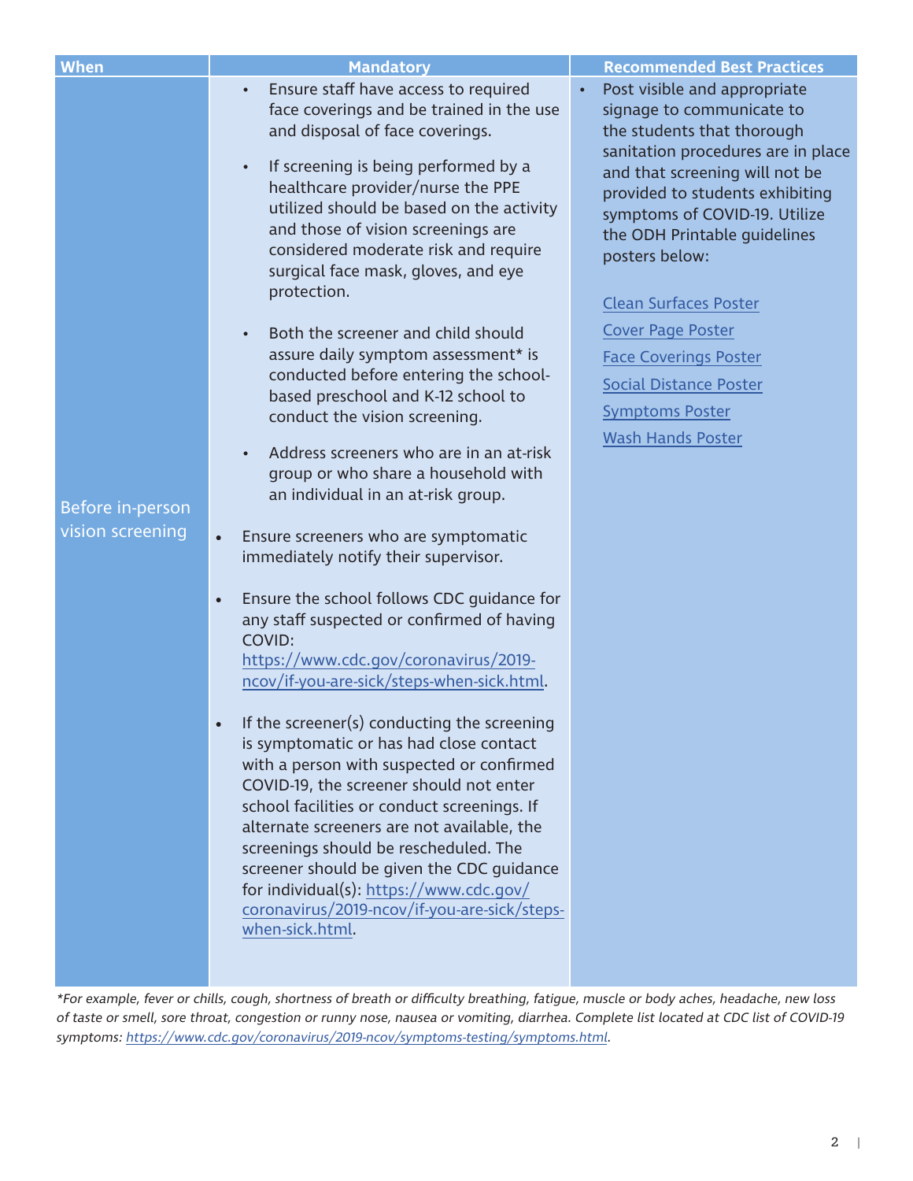| When | Mandatory | Recommended Best Practices |
|---|---|---|
| Before in-person vision screening | <ul><li>Ensure staff have access to required face coverings and be trained in the use and disposal of face coverings.</li><li>If screening is being performed by a healthcare provider/nurse the PPE utilized should be based on the activity and those of vision screenings are considered moderate risk and require surgical face mask, gloves, and eye protection.</li><li>Both the screener and child should assure daily symptom assessment* is conducted before entering the school-based preschool and K-12 school to conduct the vision screening.</li><li>Address screeners who are in an at-risk group or who share a household with an individual in an at-risk group.</li><li>Ensure screeners who are symptomatic immediately notify their supervisor.</li><li>Ensure the school follows CDC guidance for any staff suspected or confirmed of having COVID: https://www.cdc.gov/coronavirus/2019-ncov/if-you-are-sick/steps-when-sick.html.</li><li>If the screener(s) conducting the screening is symptomatic or has had close contact with a person with suspected or confirmed COVID-19, the screener should not enter school facilities or conduct screenings. If alternate screeners are not available, the screenings should be rescheduled. The screener should be given the CDC guidance for individual(s): https://www.cdc.gov/coronavirus/2019-ncov/if-you-are-sick/steps-when-sick.html.</li></ul> | <ul><li>Post visible and appropriate signage to communicate to the students that thorough sanitation procedures are in place and that screening will not be provided to students exhibiting symptoms of COVID-19. Utilize the ODH Printable guidelines posters below:</li></ul>Clean Surfaces Poster<br>Cover Page Poster<br>Face Coverings Poster<br>Social Distance Poster<br>Symptoms Poster<br>Wash Hands Poster |

*\*For example, fever or chills, cough, shortness of breath or difficulty breathing, fatigue, muscle or body aches, headache, new loss of taste or smell, sore throat, congestion or runny nose, nausea or vomiting, diarrhea. Complete list located at CDC list of COVID-19 symptoms: https://www.cdc.gov/coronavirus/2019-ncov/symptoms-testing/symptoms.html.*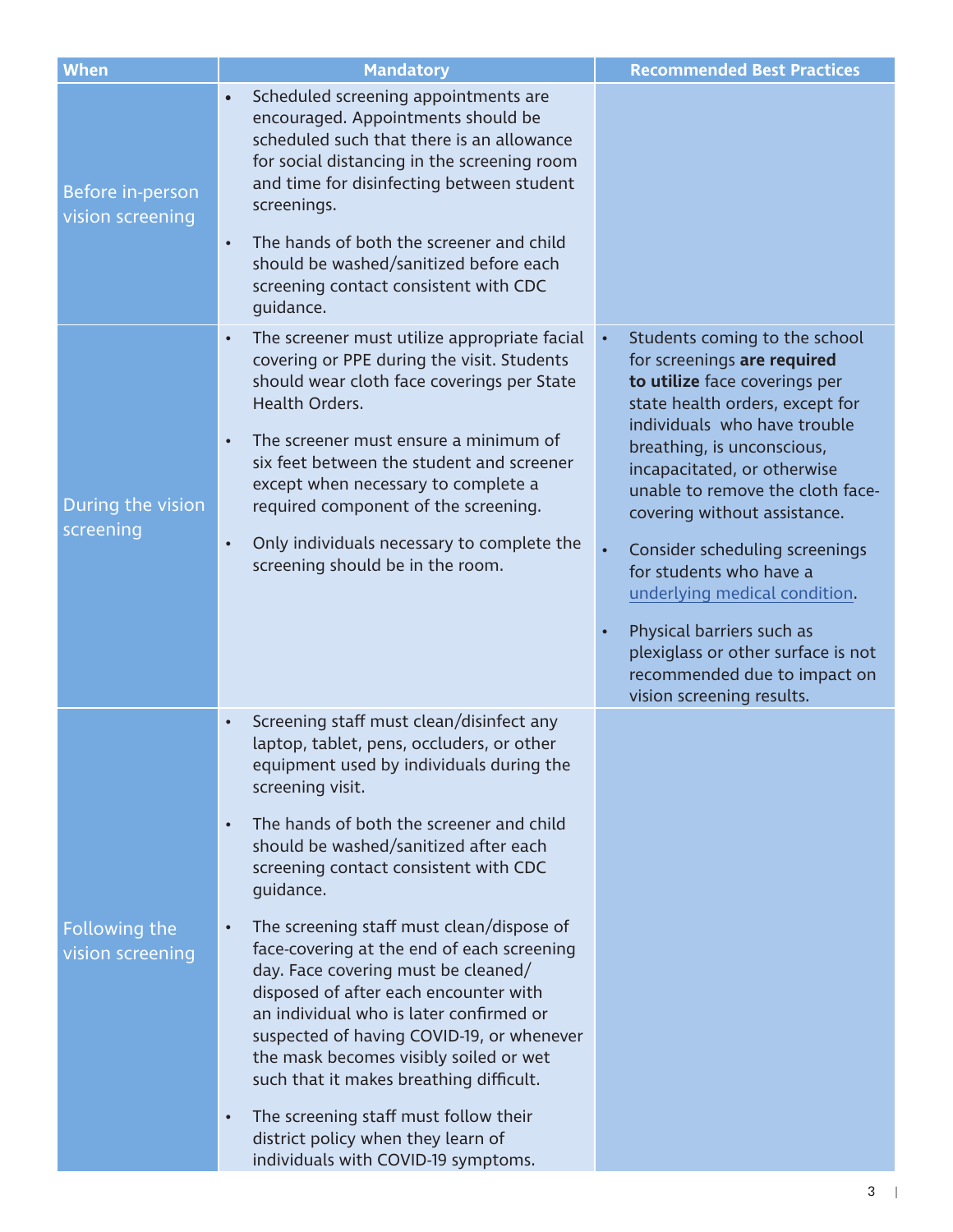| When | Mandatory | Recommended Best Practices |
| --- | --- | --- |
| Before in-person vision screening | • Scheduled screening appointments are encouraged. Appointments should be scheduled such that there is an allowance for social distancing in the screening room and time for disinfecting between student screenings.<br><br>• The hands of both the screener and child should be washed/sanitized before each screening contact consistent with CDC guidance. | |
| During the vision screening | • The screener must utilize appropriate facial covering or PPE during the visit. Students should wear cloth face coverings per State Health Orders.<br><br>• The screener must ensure a minimum of six feet between the student and screener except when necessary to complete a required component of the screening.<br><br>• Only individuals necessary to complete the screening should be in the room. | • Students coming to the school for screenings **are required to utilize** face coverings per state health orders, except for individuals who have trouble breathing, is unconscious, incapacitated, or otherwise unable to remove the cloth face-covering without assistance.<br><br>• Consider scheduling screenings for students who have a underlying medical condition.<br><br>• Physical barriers such as plexiglass or other surface is not recommended due to impact on vision screening results. |
| Following the vision screening | • Screening staff must clean/disinfect any laptop, tablet, pens, occluders, or other equipment used by individuals during the screening visit.<br><br>• The hands of both the screener and child should be washed/sanitized after each screening contact consistent with CDC guidance.<br><br>• The screening staff must clean/dispose of face-covering at the end of each screening day. Face covering must be cleaned/disposed of after each encounter with an individual who is later confirmed or suspected of having COVID-19, or whenever the mask becomes visibly soiled or wet such that it makes breathing difficult.<br><br>• The screening staff must follow their district policy when they learn of individuals with COVID-19 symptoms. | |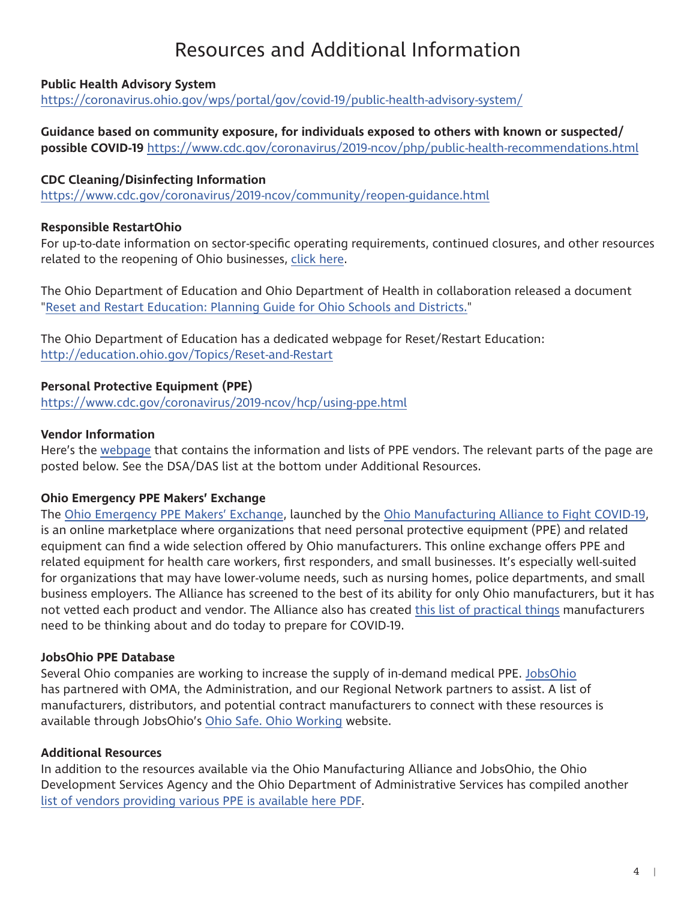# Resources and Additional Information

**Public Health Advisory System**
https://coronavirus.ohio.gov/wps/portal/gov/covid-19/public-health-advisory-system/

**Guidance based on community exposure, for individuals exposed to others with known or suspected/ possible COVID-19** https://www.cdc.gov/coronavirus/2019-ncov/php/public-health-recommendations.html

**CDC Cleaning/Disinfecting Information**
https://www.cdc.gov/coronavirus/2019-ncov/community/reopen-guidance.html

**Responsible RestartOhio**
For up-to-date information on sector-specific operating requirements, continued closures, and other resources related to the reopening of Ohio businesses, click here.

The Ohio Department of Education and Ohio Department of Health in collaboration released a document "Reset and Restart Education: Planning Guide for Ohio Schools and Districts."

The Ohio Department of Education has a dedicated webpage for Reset/Restart Education:
http://education.ohio.gov/Topics/Reset-and-Restart

**Personal Protective Equipment (PPE)**
https://www.cdc.gov/coronavirus/2019-ncov/hcp/using-ppe.html

**Vendor Information**
Here's the webpage that contains the information and lists of PPE vendors. The relevant parts of the page are posted below. See the DSA/DAS list at the bottom under Additional Resources.

**Ohio Emergency PPE Makers' Exchange**
The Ohio Emergency PPE Makers' Exchange, launched by the Ohio Manufacturing Alliance to Fight COVID-19, is an online marketplace where organizations that need personal protective equipment (PPE) and related equipment can find a wide selection offered by Ohio manufacturers. This online exchange offers PPE and related equipment for health care workers, first responders, and small businesses. It's especially well-suited for organizations that may have lower-volume needs, such as nursing homes, police departments, and small business employers. The Alliance has screened to the best of its ability for only Ohio manufacturers, but it has not vetted each product and vendor. The Alliance also has created this list of practical things manufacturers need to be thinking about and do today to prepare for COVID-19.

**JobsOhio PPE Database**
Several Ohio companies are working to increase the supply of in-demand medical PPE. JobsOhio has partnered with OMA, the Administration, and our Regional Network partners to assist. A list of manufacturers, distributors, and potential contract manufacturers to connect with these resources is available through JobsOhio's Ohio Safe. Ohio Working website.

**Additional Resources**
In addition to the resources available via the Ohio Manufacturing Alliance and JobsOhio, the Ohio Development Services Agency and the Ohio Department of Administrative Services has compiled another list of vendors providing various PPE is available here PDF.